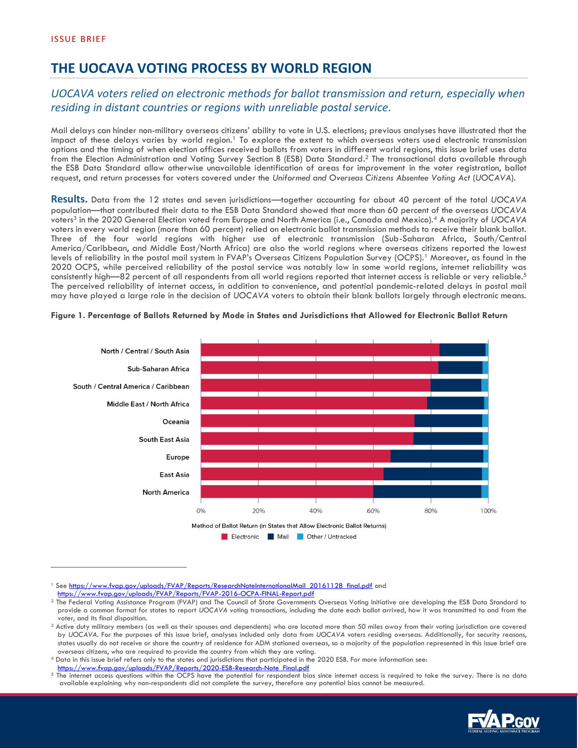ISSUE BRIEF

# THE UOCAVA VOTING PROCESS BY WORLD REGION

## *UOCAVA voters relied on electronic methods for ballot transmission and return, especially when residing in distant countries or regions with unreliable postal service.*

Mail delays can hinder non-military overseas citizens' ability to vote in U.S. elections; previous analyses have illustrated that the impact of these delays varies by world region.[1] To explore the extent to which overseas voters used electronic transmission options and the timing of when election offices received ballots from voters in different world regions, this issue brief uses data from the Election Administration and Voting Survey Section B (ESB) Data Standard.[2] The transactional data available through the ESB Data Standard allow otherwise unavailable identification of areas for improvement in the voter registration, ballot request, and return processes for voters covered under the *Uniformed and Overseas Citizens Absentee Voting Act* (*UOCAVA*).

**Results.** Data from the 12 states and seven jurisdictions—together accounting for about 40 percent of the total *UOCAVA* population—that contributed their data to the ESB Data Standard showed that more than 60 percent of the overseas *UOCAVA* voters[3] in the 2020 General Election voted from Europe and North America (i.e., Canada and Mexico).[4] A majority of *UOCAVA* voters in every world region (more than 60 percent) relied on electronic ballot transmission methods to receive their blank ballot. Three of the four world regions with higher use of electronic transmission (Sub-Saharan Africa, South/Central America/Caribbean, and Middle East/North Africa) are also the world regions where overseas citizens reported the lowest levels of reliability in the postal mail system in FVAP's Overseas Citizens Population Survey (OCPS).[1] Moreover, as found in the 2020 OCPS, while perceived reliability of the postal service was notably low in some world regions, internet reliability was consistently high—82 percent of all respondents from all world regions reported that internet access is reliable or very reliable.[5] The perceived reliability of internet access, in addition to convenience, and potential pandemic-related delays in postal mail may have played a large role in the decision of *UOCAVA* voters to obtain their blank ballots largely through electronic means.

**Figure 1. Percentage of Ballots Returned by Mode in States and Jurisdictions that Allowed for Electronic Ballot Return**

| Region | Electronic | Mail | Other / Untracked |
|---|---|---|---|
| North / Central / South Asia | ~83% | ~16% | ~1% |
| Sub-Saharan Africa | ~83% | ~15% | ~2% |
| South / Central America / Caribbean | ~80% | ~18% | ~2% |
| Middle East / North Africa | ~79% | ~20% | ~1% |
| Oceania | ~74% | ~24% | ~2% |
| South East Asia | ~74% | ~24% | ~2% |
| Europe | ~66% | ~32% | ~2% |
| East Asia | ~64% | ~34% | ~2% |
| North America | ~60% | ~38% | ~2% |

Method of Ballot Return (in States that Allow Electronic Ballot Returns)

Electronic | Mail | Other / Untracked

---

[1] See https://www.fvap.gov/uploads/FVAP/Reports/ResearchNoteInternationalMail_20161128_final.pdf and https://www.fvap.gov/uploads/FVAP/Reports/FVAP-2016-OCPA-FINAL-Report.pdf

[2] The Federal Voting Assistance Program (FVAP) and The Council of State Governments Overseas Voting Initiative are developing the ESB Data Standard to provide a common format for states to report *UOCAVA* voting transactions, including the date each ballot arrived, how it was transmitted to and from the voter, and its final disposition.

[3] Active duty military members (as well as their spouses and dependents) who are located more than 50 miles away from their voting jurisdiction are covered by *UOCAVA*. For the purposes of this issue brief, analyses included only data from *UOCAVA* voters residing overseas. Additionally, for security reasons, states usually do not receive or share the country of residence for ADM stationed overseas, so a majority of the population represented in this issue brief are overseas citizens, who are required to provide the country from which they are voting.

[4] Data in this issue brief refers only to the states and jurisdictions that participated in the 2020 ESB. For more information see: https://www.fvap.gov/uploads/FVAP/Reports/2020-ESB-Research-Note_Final.pdf

[5] The internet access questions within the OCPS have the potential for respondent bias since internet access is required to take the survey. There is no data available explaining why non-respondents did not complete the survey, therefore any potential bias cannot be measured.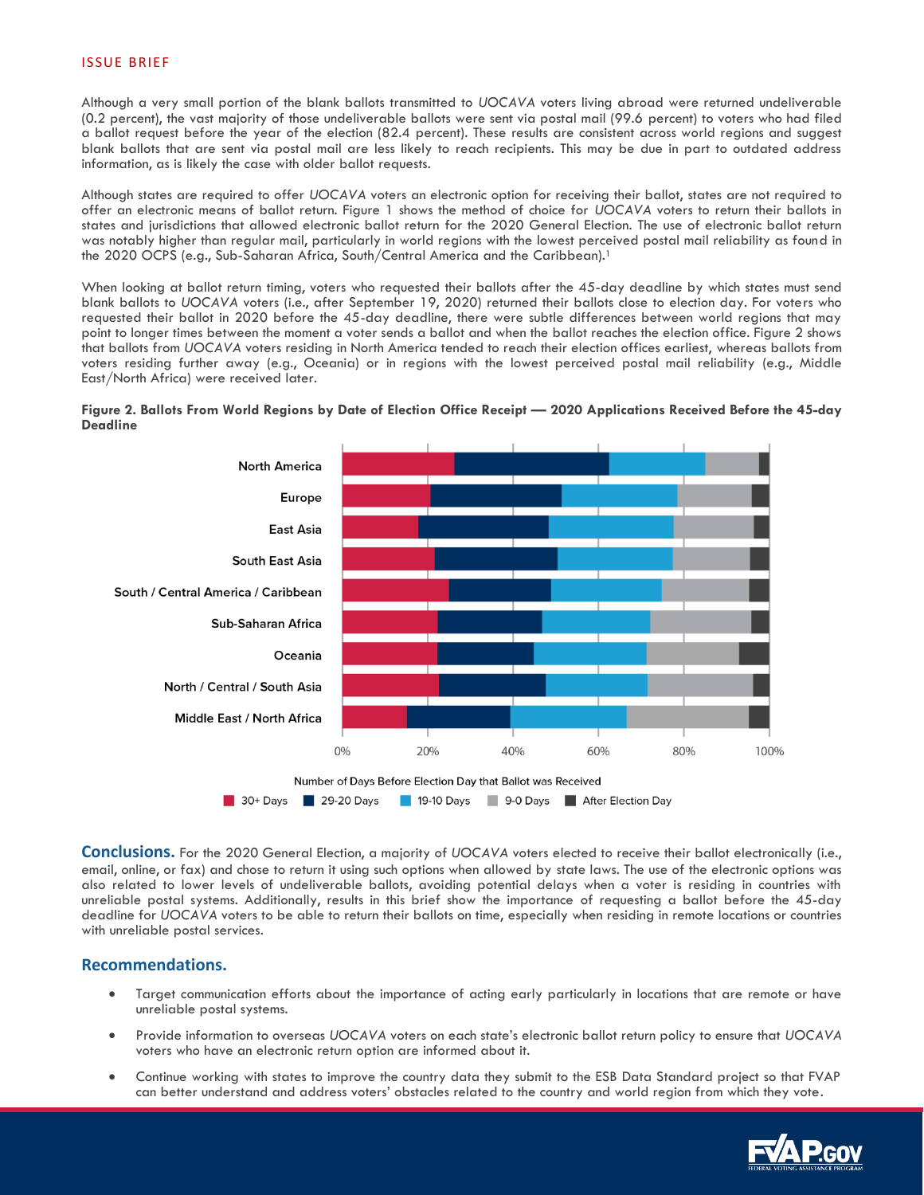Although a very small portion of the blank ballots transmitted to *UOCAVA* voters living abroad were returned undeliverable (0.2 percent), the vast majority of those undeliverable ballots were sent via postal mail (99.6 percent) to voters who had filed a ballot request before the year of the election (82.4 percent). These results are consistent across world regions and suggest blank ballots that are sent via postal mail are less likely to reach recipients. This may be due in part to outdated address information, as is likely the case with older ballot requests.

Although states are required to offer *UOCAVA* voters an electronic option for receiving their ballot, states are not required to offer an electronic means of ballot return. Figure 1 shows the method of choice for *UOCAVA* voters to return their ballots in states and jurisdictions that allowed electronic ballot return for the 2020 General Election. The use of electronic ballot return was notably higher than regular mail, particularly in world regions with the lowest perceived postal mail reliability as found in the 2020 OCPS (e.g., Sub-Saharan Africa, South/Central America and the Caribbean).[1]

When looking at ballot return timing, voters who requested their ballots after the 45-day deadline by which states must send blank ballots to *UOCAVA* voters (i.e., after September 19, 2020) returned their ballots close to election day. For voters who requested their ballot in 2020 before the 45-day deadline, there were subtle differences between world regions that may point to longer times between the moment a voter sends a ballot and when the ballot reaches the election office. Figure 2 shows that ballots from *UOCAVA* voters residing in North America tended to reach their election offices earliest, whereas ballots from voters residing further away (e.g., Oceania) or in regions with the lowest perceived postal mail reliability (e.g., Middle East/North Africa) were received later.

**Figure 2. Ballots From World Regions by Date of Election Office Receipt — 2020 Applications Received Before the 45-day Deadline**

North America
Europe
East Asia
South East Asia
South / Central America / Caribbean
Sub-Saharan Africa
Oceania
North / Central / South Asia
Middle East / North Africa

0% 20% 40% 60% 80% 100%

Number of Days Before Election Day that Ballot was Received

30+ Days | 29-20 Days | 19-10 Days | 9-0 Days | After Election Day

**Conclusions.** For the 2020 General Election, a majority of *UOCAVA* voters elected to receive their ballot electronically (i.e., email, online, or fax) and chose to return it using such options when allowed by state laws. The use of the electronic options was also related to lower levels of undeliverable ballots, avoiding potential delays when a voter is residing in countries with unreliable postal systems. Additionally, results in this brief show the importance of requesting a ballot before the 45-day deadline for *UOCAVA* voters to be able to return their ballots on time, especially when residing in remote locations or countries with unreliable postal services.

## Recommendations.

- Target communication efforts about the importance of acting early particularly in locations that are remote or have unreliable postal systems.
- Provide information to overseas *UOCAVA* voters on each state's electronic ballot return policy to ensure that *UOCAVA* voters who have an electronic return option are informed about it.
- Continue working with states to improve the country data they submit to the ESB Data Standard project so that FVAP can better understand and address voters' obstacles related to the country and world region from which they vote.